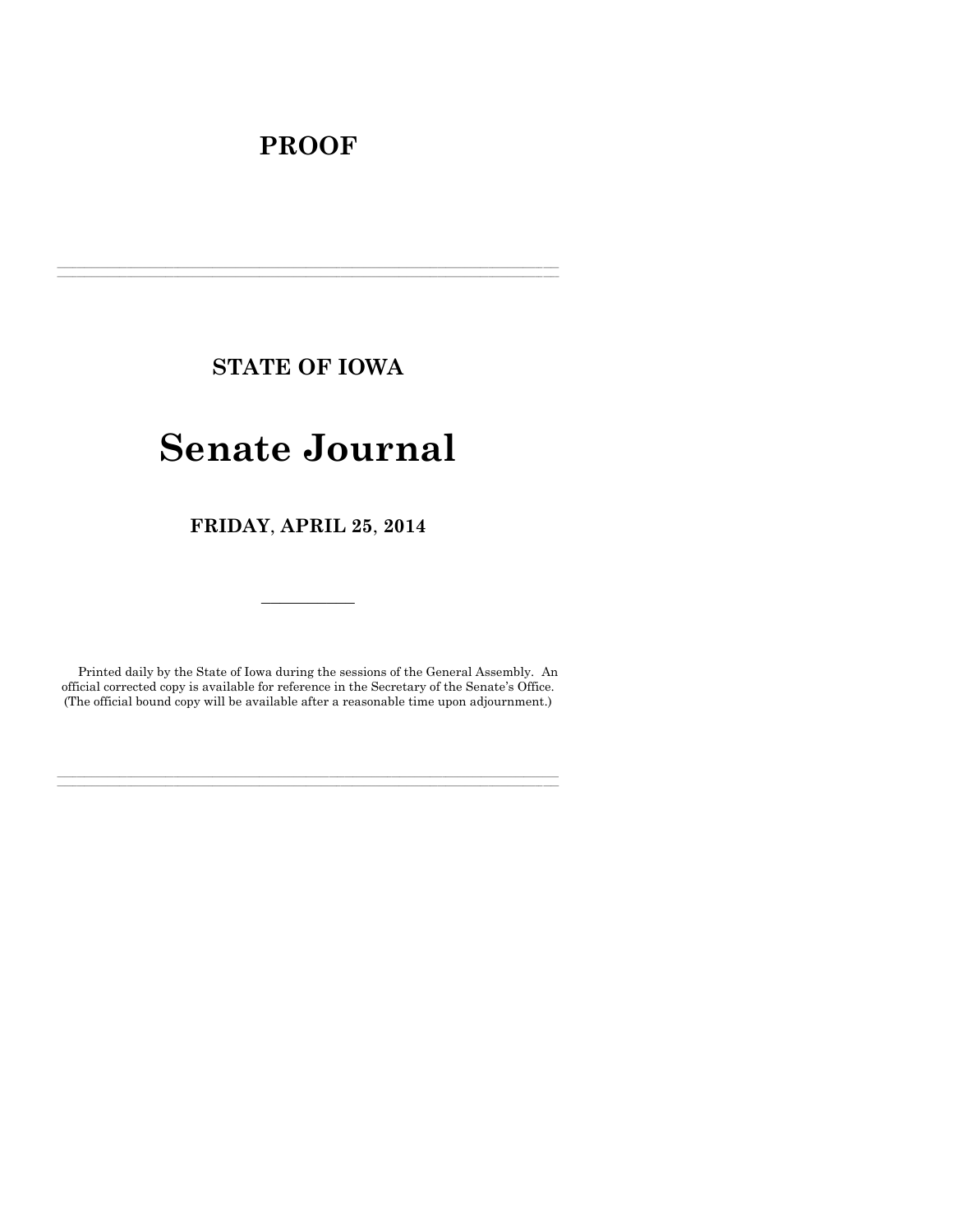# PROOF

---

## STATE OF IOWA

# Senate Journal

## FRIDAY, APRIL 25, 2014

---

Printed daily by the State of Iowa during the sessions of the General Assembly. An official corrected copy is available for reference in the Secretary of the Senate's Office. (The official bound copy will be available after a reasonable time upon adjournment.)

---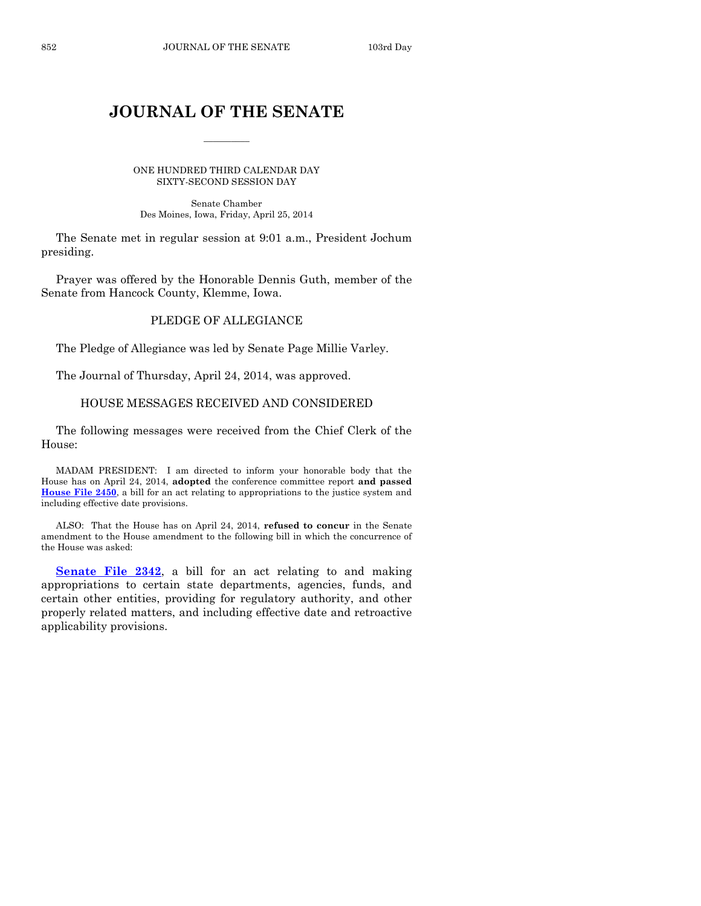# JOURNAL OF THE SENATE

ONE HUNDRED THIRD CALENDAR DAY
SIXTY-SECOND SESSION DAY

Senate Chamber
Des Moines, Iowa, Friday, April 25, 2014

The Senate met in regular session at 9:01 a.m., President Jochum presiding.

Prayer was offered by the Honorable Dennis Guth, member of the Senate from Hancock County, Klemme, Iowa.

## PLEDGE OF ALLEGIANCE

The Pledge of Allegiance was led by Senate Page Millie Varley.

The Journal of Thursday, April 24, 2014, was approved.

## HOUSE MESSAGES RECEIVED AND CONSIDERED

The following messages were received from the Chief Clerk of the House:

MADAM PRESIDENT: I am directed to inform your honorable body that the House has on April 24, 2014, **adopted** the conference committee report **and passed House File 2450**, a bill for an act relating to appropriations to the justice system and including effective date provisions.

ALSO: That the House has on April 24, 2014, **refused to concur** in the Senate amendment to the House amendment to the following bill in which the concurrence of the House was asked:

**Senate File 2342**, a bill for an act relating to and making appropriations to certain state departments, agencies, funds, and certain other entities, providing for regulatory authority, and other properly related matters, and including effective date and retroactive applicability provisions.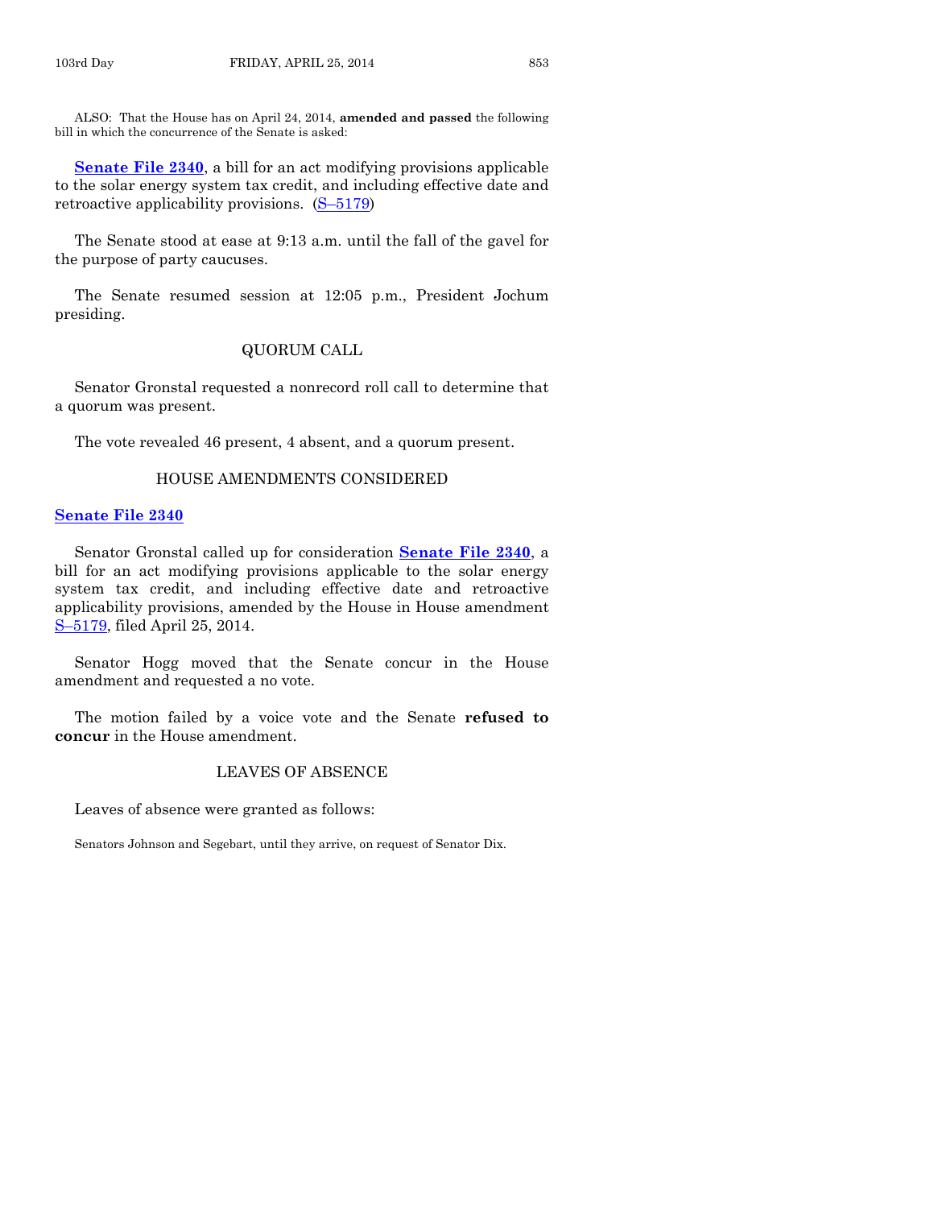ALSO: That the House has on April 24, 2014, **amended and passed** the following bill in which the concurrence of the Senate is asked:

**Senate File 2340**, a bill for an act modifying provisions applicable to the solar energy system tax credit, and including effective date and retroactive applicability provisions. (S–5179)

The Senate stood at ease at 9:13 a.m. until the fall of the gavel for the purpose of party caucuses.

The Senate resumed session at 12:05 p.m., President Jochum presiding.

## QUORUM CALL

Senator Gronstal requested a nonrecord roll call to determine that a quorum was present.

The vote revealed 46 present, 4 absent, and a quorum present.

## HOUSE AMENDMENTS CONSIDERED

**Senate File 2340**

Senator Gronstal called up for consideration **Senate File 2340**, a bill for an act modifying provisions applicable to the solar energy system tax credit, and including effective date and retroactive applicability provisions, amended by the House in House amendment S–5179, filed April 25, 2014.

Senator Hogg moved that the Senate concur in the House amendment and requested a no vote.

The motion failed by a voice vote and the Senate **refused to concur** in the House amendment.

## LEAVES OF ABSENCE

Leaves of absence were granted as follows:

Senators Johnson and Segebart, until they arrive, on request of Senator Dix.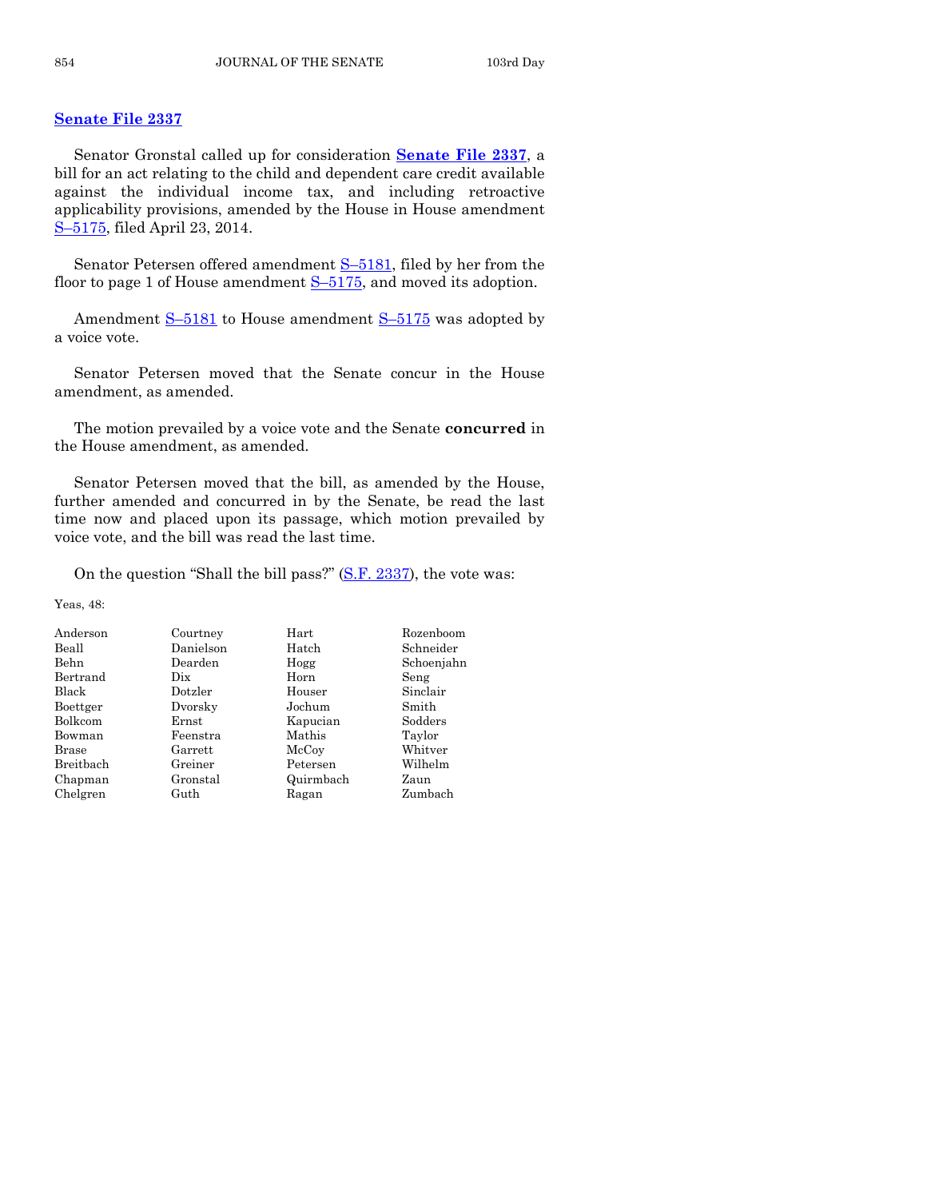## Senate File 2337

Senator Gronstal called up for consideration **Senate File 2337**, a bill for an act relating to the child and dependent care credit available against the individual income tax, and including retroactive applicability provisions, amended by the House in House amendment S–5175, filed April 23, 2014.

Senator Petersen offered amendment S–5181, filed by her from the floor to page 1 of House amendment S–5175, and moved its adoption.

Amendment S–5181 to House amendment S–5175 was adopted by a voice vote.

Senator Petersen moved that the Senate concur in the House amendment, as amended.

The motion prevailed by a voice vote and the Senate **concurred** in the House amendment, as amended.

Senator Petersen moved that the bill, as amended by the House, further amended and concurred in by the Senate, be read the last time now and placed upon its passage, which motion prevailed by voice vote, and the bill was read the last time.

On the question "Shall the bill pass?" (S.F. 2337), the vote was:

Yeas, 48:

| | | | |
|---|---|---|---|
| Anderson | Courtney | Hart | Rozenboom |
| Beall | Danielson | Hatch | Schneider |
| Behn | Dearden | Hogg | Schoenjahn |
| Bertrand | Dix | Horn | Seng |
| Black | Dotzler | Houser | Sinclair |
| Boettger | Dvorsky | Jochum | Smith |
| Bolkcom | Ernst | Kapucian | Sodders |
| Bowman | Feenstra | Mathis | Taylor |
| Brase | Garrett | McCoy | Whitver |
| Breitbach | Greiner | Petersen | Wilhelm |
| Chapman | Gronstal | Quirmbach | Zaun |
| Chelgren | Guth | Ragan | Zumbach |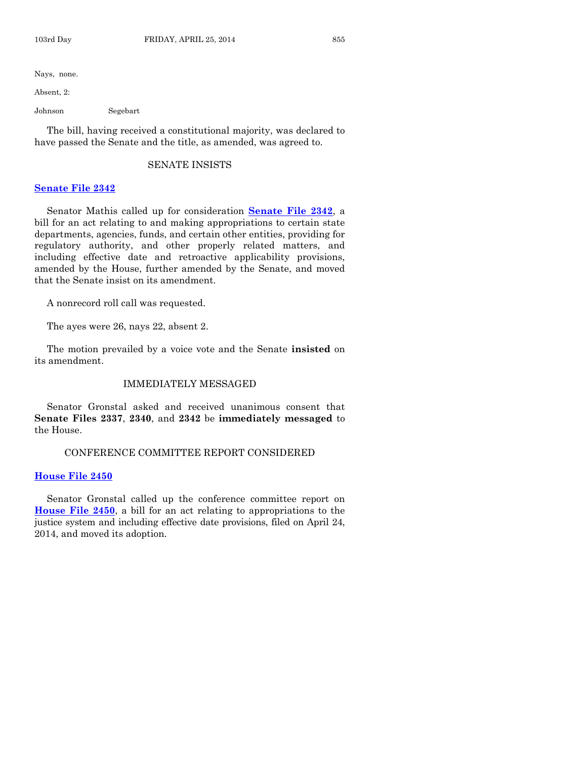Nays, none.

Absent, 2:

Johnson Segebart

The bill, having received a constitutional majority, was declared to have passed the Senate and the title, as amended, was agreed to.

## SENATE INSISTS

**Senate File 2342**

Senator Mathis called up for consideration **Senate File 2342**, a bill for an act relating to and making appropriations to certain state departments, agencies, funds, and certain other entities, providing for regulatory authority, and other properly related matters, and including effective date and retroactive applicability provisions, amended by the House, further amended by the Senate, and moved that the Senate insist on its amendment.

A nonrecord roll call was requested.

The ayes were 26, nays 22, absent 2.

The motion prevailed by a voice vote and the Senate **insisted** on its amendment.

## IMMEDIATELY MESSAGED

Senator Gronstal asked and received unanimous consent that **Senate Files 2337**, **2340**, and **2342** be **immediately messaged** to the House.

## CONFERENCE COMMITTEE REPORT CONSIDERED

**House File 2450**

Senator Gronstal called up the conference committee report on **House File 2450**, a bill for an act relating to appropriations to the justice system and including effective date provisions, filed on April 24, 2014, and moved its adoption.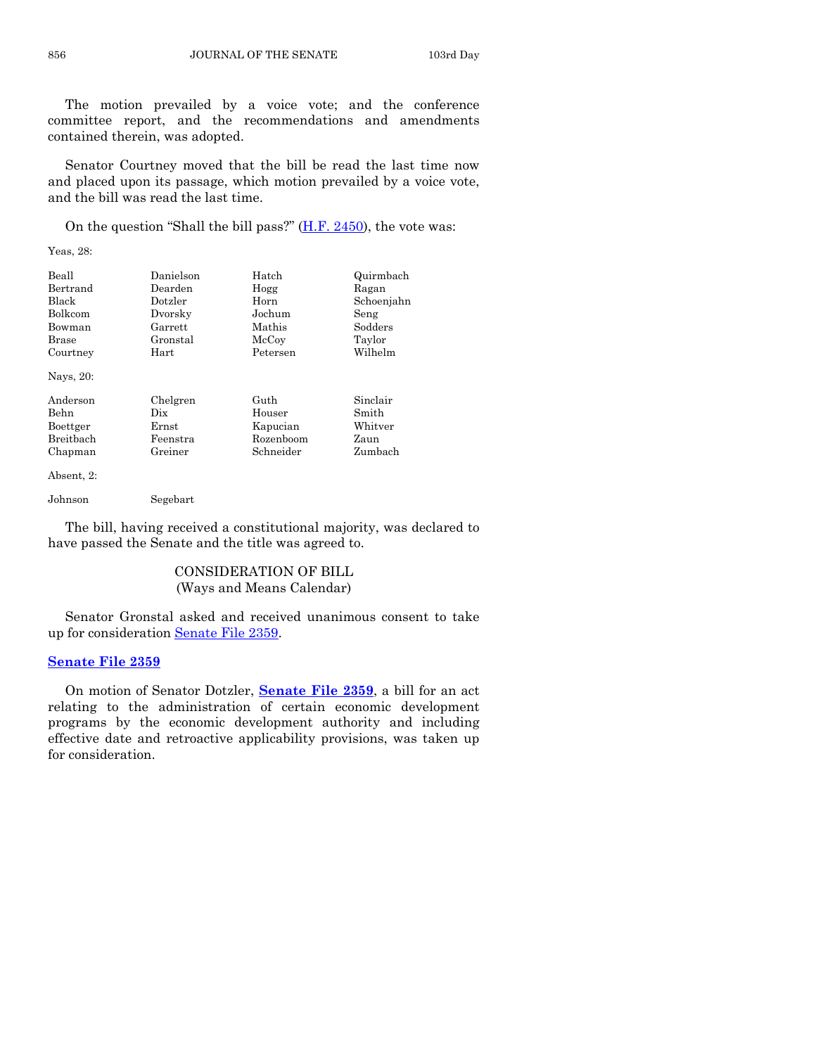The motion prevailed by a voice vote; and the conference committee report, and the recommendations and amendments contained therein, was adopted.

Senator Courtney moved that the bill be read the last time now and placed upon its passage, which motion prevailed by a voice vote, and the bill was read the last time.

On the question "Shall the bill pass?" (H.F. 2450), the vote was:

Yeas, 28:

| | | | |
|---|---|---|---|
| Beall | Danielson | Hatch | Quirmbach |
| Bertrand | Dearden | Hogg | Ragan |
| Black | Dotzler | Horn | Schoenjahn |
| Bolkcom | Dvorsky | Jochum | Seng |
| Bowman | Garrett | Mathis | Sodders |
| Brase | Gronstal | McCoy | Taylor |
| Courtney | Hart | Petersen | Wilhelm |

Nays, 20:

| | | | |
|---|---|---|---|
| Anderson | Chelgren | Guth | Sinclair |
| Behn | Dix | Houser | Smith |
| Boettger | Ernst | Kapucian | Whitver |
| Breitbach | Feenstra | Rozenboom | Zaun |
| Chapman | Greiner | Schneider | Zumbach |

Absent, 2:

| | |
|---|---|
| Johnson | Segebart |

The bill, having received a constitutional majority, was declared to have passed the Senate and the title was agreed to.

## CONSIDERATION OF BILL
(Ways and Means Calendar)

Senator Gronstal asked and received unanimous consent to take up for consideration Senate File 2359.

**Senate File 2359**

On motion of Senator Dotzler, **Senate File 2359**, a bill for an act relating to the administration of certain economic development programs by the economic development authority and including effective date and retroactive applicability provisions, was taken up for consideration.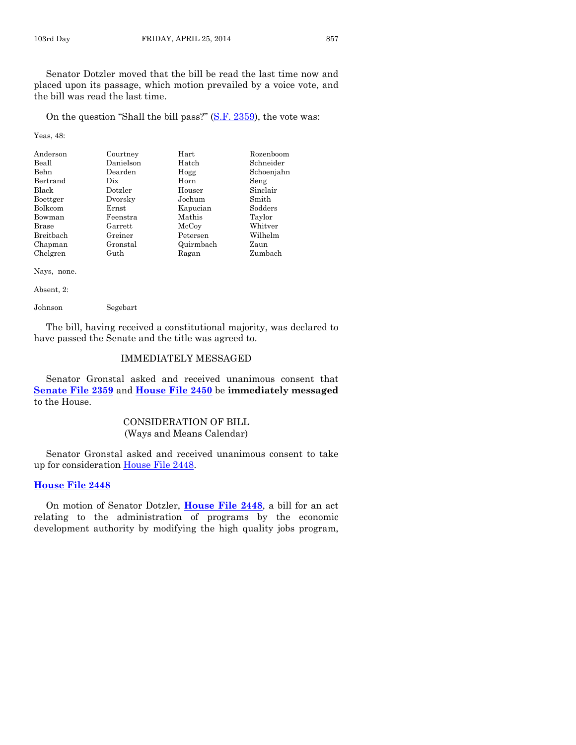Senator Dotzler moved that the bill be read the last time now and placed upon its passage, which motion prevailed by a voice vote, and the bill was read the last time.

On the question "Shall the bill pass?" (S.F. 2359), the vote was:

Yeas, 48:

| | | | |
|---|---|---|---|
| Anderson | Courtney | Hart | Rozenboom |
| Beall | Danielson | Hatch | Schneider |
| Behn | Dearden | Hogg | Schoenjahn |
| Bertrand | Dix | Horn | Seng |
| Black | Dotzler | Houser | Sinclair |
| Boettger | Dvorsky | Jochum | Smith |
| Bolkcom | Ernst | Kapucian | Sodders |
| Bowman | Feenstra | Mathis | Taylor |
| Brase | Garrett | McCoy | Whitver |
| Breitbach | Greiner | Petersen | Wilhelm |
| Chapman | Gronstal | Quirmbach | Zaun |
| Chelgren | Guth | Ragan | Zumbach |

Nays, none.

Absent, 2:

Johnson Segebart

The bill, having received a constitutional majority, was declared to have passed the Senate and the title was agreed to.

## IMMEDIATELY MESSAGED

Senator Gronstal asked and received unanimous consent that **Senate File 2359** and **House File 2450** be **immediately messaged** to the House.

## CONSIDERATION OF BILL
(Ways and Means Calendar)

Senator Gronstal asked and received unanimous consent to take up for consideration House File 2448.

### House File 2448

On motion of Senator Dotzler, **House File 2448**, a bill for an act relating to the administration of programs by the economic development authority by modifying the high quality jobs program,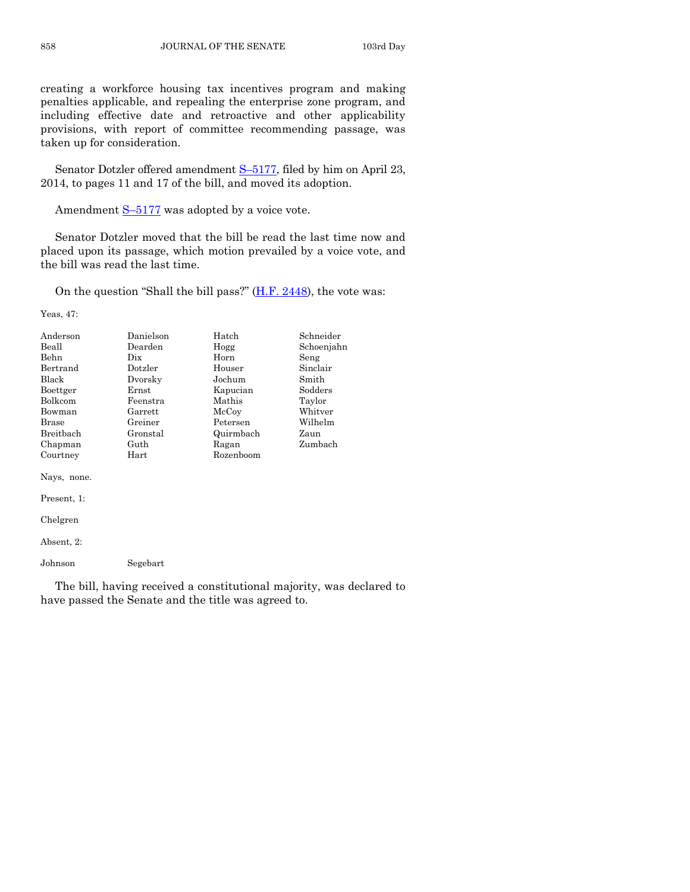creating a workforce housing tax incentives program and making penalties applicable, and repealing the enterprise zone program, and including effective date and retroactive and other applicability provisions, with report of committee recommending passage, was taken up for consideration.

Senator Dotzler offered amendment S–5177, filed by him on April 23, 2014, to pages 11 and 17 of the bill, and moved its adoption.

Amendment S–5177 was adopted by a voice vote.

Senator Dotzler moved that the bill be read the last time now and placed upon its passage, which motion prevailed by a voice vote, and the bill was read the last time.

On the question "Shall the bill pass?" (H.F. 2448), the vote was:

Yeas, 47:

| | | | |
|---|---|---|---|
| Anderson | Danielson | Hatch | Schneider |
| Beall | Dearden | Hogg | Schoenjahn |
| Behn | Dix | Horn | Seng |
| Bertrand | Dotzler | Houser | Sinclair |
| Black | Dvorsky | Jochum | Smith |
| Boettger | Ernst | Kapucian | Sodders |
| Bolkcom | Feenstra | Mathis | Taylor |
| Bowman | Garrett | McCoy | Whitver |
| Brase | Greiner | Petersen | Wilhelm |
| Breitbach | Gronstal | Quirmbach | Zaun |
| Chapman | Guth | Ragan | Zumbach |
| Courtney | Hart | Rozenboom | |

Nays, none.

Present, 1:

Chelgren

Absent, 2:

Johnson Segebart

The bill, having received a constitutional majority, was declared to have passed the Senate and the title was agreed to.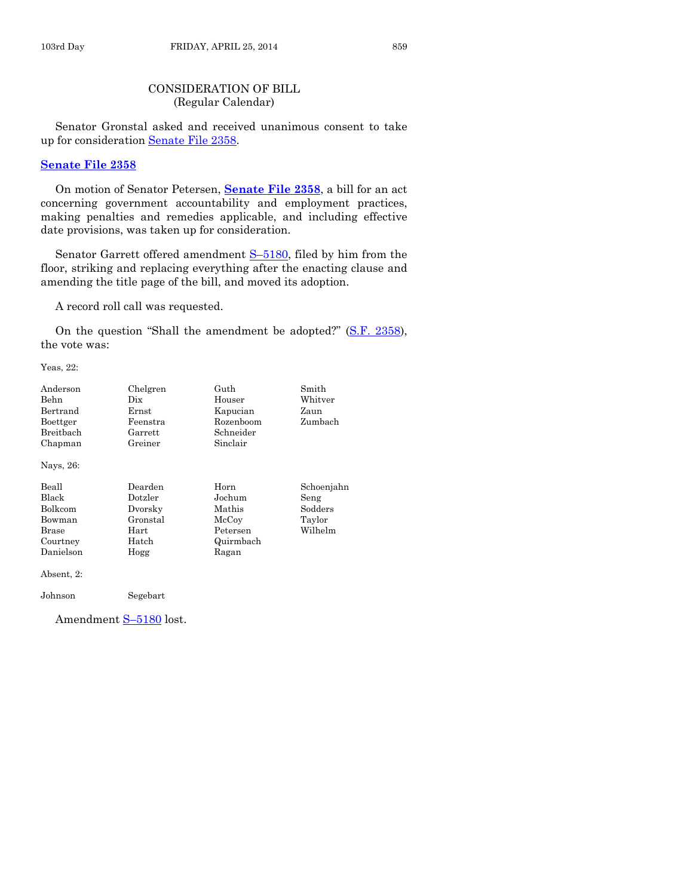## CONSIDERATION OF BILL
(Regular Calendar)

Senator Gronstal asked and received unanimous consent to take up for consideration Senate File 2358.

### Senate File 2358

On motion of Senator Petersen, **Senate File 2358**, a bill for an act concerning government accountability and employment practices, making penalties and remedies applicable, and including effective date provisions, was taken up for consideration.

Senator Garrett offered amendment S–5180, filed by him from the floor, striking and replacing everything after the enacting clause and amending the title page of the bill, and moved its adoption.

A record roll call was requested.

On the question "Shall the amendment be adopted?" (S.F. 2358), the vote was:

Yeas, 22:

| | | | |
|---|---|---|---|
| Anderson | Chelgren | Guth | Smith |
| Behn | Dix | Houser | Whitver |
| Bertrand | Ernst | Kapucian | Zaun |
| Boettger | Feenstra | Rozenboom | Zumbach |
| Breitbach | Garrett | Schneider | |
| Chapman | Greiner | Sinclair | |

Nays, 26:

| | | | |
|---|---|---|---|
| Beall | Dearden | Horn | Schoenjahn |
| Black | Dotzler | Jochum | Seng |
| Bolkcom | Dvorsky | Mathis | Sodders |
| Bowman | Gronstal | McCoy | Taylor |
| Brase | Hart | Petersen | Wilhelm |
| Courtney | Hatch | Quirmbach | |
| Danielson | Hogg | Ragan | |

Absent, 2:

| | |
|---|---|
| Johnson | Segebart |

Amendment S–5180 lost.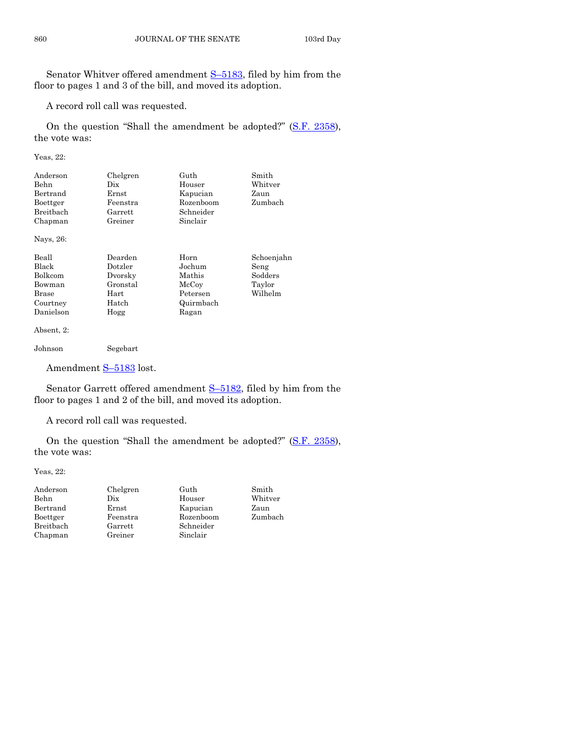Senator Whitver offered amendment S–5183, filed by him from the floor to pages 1 and 3 of the bill, and moved its adoption.

A record roll call was requested.

On the question "Shall the amendment be adopted?" (S.F. 2358), the vote was:

Yeas, 22:

| | | | |
|---|---|---|---|
| Anderson | Chelgren | Guth | Smith |
| Behn | Dix | Houser | Whitver |
| Bertrand | Ernst | Kapucian | Zaun |
| Boettger | Feenstra | Rozenboom | Zumbach |
| Breitbach | Garrett | Schneider | |
| Chapman | Greiner | Sinclair | |

Nays, 26:

| | | | |
|---|---|---|---|
| Beall | Dearden | Horn | Schoenjahn |
| Black | Dotzler | Jochum | Seng |
| Bolkcom | Dvorsky | Mathis | Sodders |
| Bowman | Gronstal | McCoy | Taylor |
| Brase | Hart | Petersen | Wilhelm |
| Courtney | Hatch | Quirmbach | |
| Danielson | Hogg | Ragan | |

Absent, 2:

| | |
|---|---|
| Johnson | Segebart |

Amendment S–5183 lost.

Senator Garrett offered amendment S–5182, filed by him from the floor to pages 1 and 2 of the bill, and moved its adoption.

A record roll call was requested.

On the question "Shall the amendment be adopted?" (S.F. 2358), the vote was:

Yeas, 22:

| | | | |
|---|---|---|---|
| Anderson | Chelgren | Guth | Smith |
| Behn | Dix | Houser | Whitver |
| Bertrand | Ernst | Kapucian | Zaun |
| Boettger | Feenstra | Rozenboom | Zumbach |
| Breitbach | Garrett | Schneider | |
| Chapman | Greiner | Sinclair | |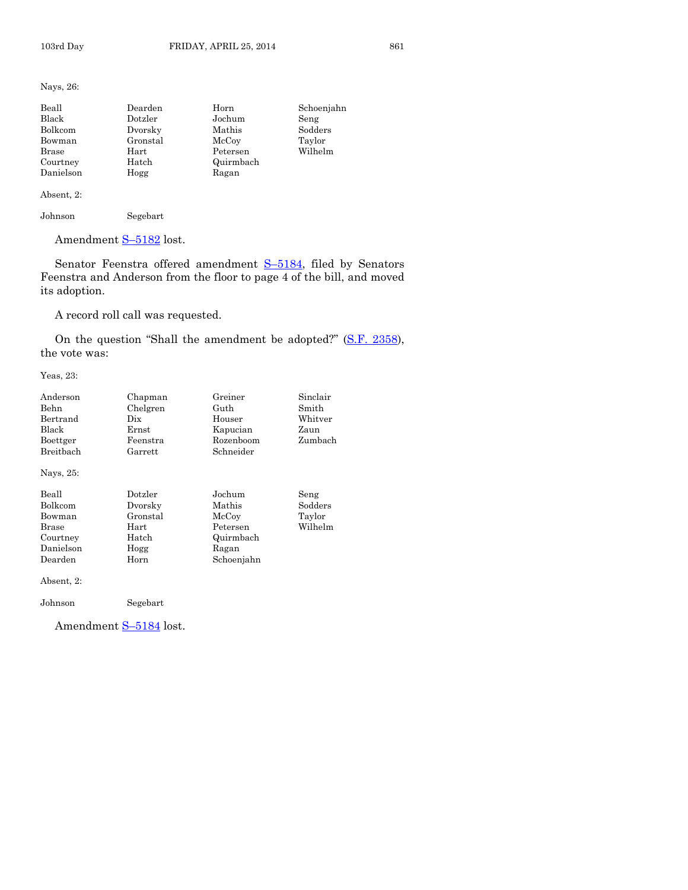Nays, 26:

| | | | |
|---|---|---|---|
| Beall | Dearden | Horn | Schoenjahn |
| Black | Dotzler | Jochum | Seng |
| Bolkcom | Dvorsky | Mathis | Sodders |
| Bowman | Gronstal | McCoy | Taylor |
| Brase | Hart | Petersen | Wilhelm |
| Courtney | Hatch | Quirmbach | |
| Danielson | Hogg | Ragan | |

Absent, 2:

| | |
|---|---|
| Johnson | Segebart |

Amendment S–5182 lost.

Senator Feenstra offered amendment S–5184, filed by Senators Feenstra and Anderson from the floor to page 4 of the bill, and moved its adoption.

A record roll call was requested.

On the question "Shall the amendment be adopted?" (S.F. 2358), the vote was:

Yeas, 23:

| | | | |
|---|---|---|---|
| Anderson | Chapman | Greiner | Sinclair |
| Behn | Chelgren | Guth | Smith |
| Bertrand | Dix | Houser | Whitver |
| Black | Ernst | Kapucian | Zaun |
| Boettger | Feenstra | Rozenboom | Zumbach |
| Breitbach | Garrett | Schneider | |

Nays, 25:

| | | | |
|---|---|---|---|
| Beall | Dotzler | Jochum | Seng |
| Bolkcom | Dvorsky | Mathis | Sodders |
| Bowman | Gronstal | McCoy | Taylor |
| Brase | Hart | Petersen | Wilhelm |
| Courtney | Hatch | Quirmbach | |
| Danielson | Hogg | Ragan | |
| Dearden | Horn | Schoenjahn | |

Absent, 2:

| | |
|---|---|
| Johnson | Segebart |

Amendment S–5184 lost.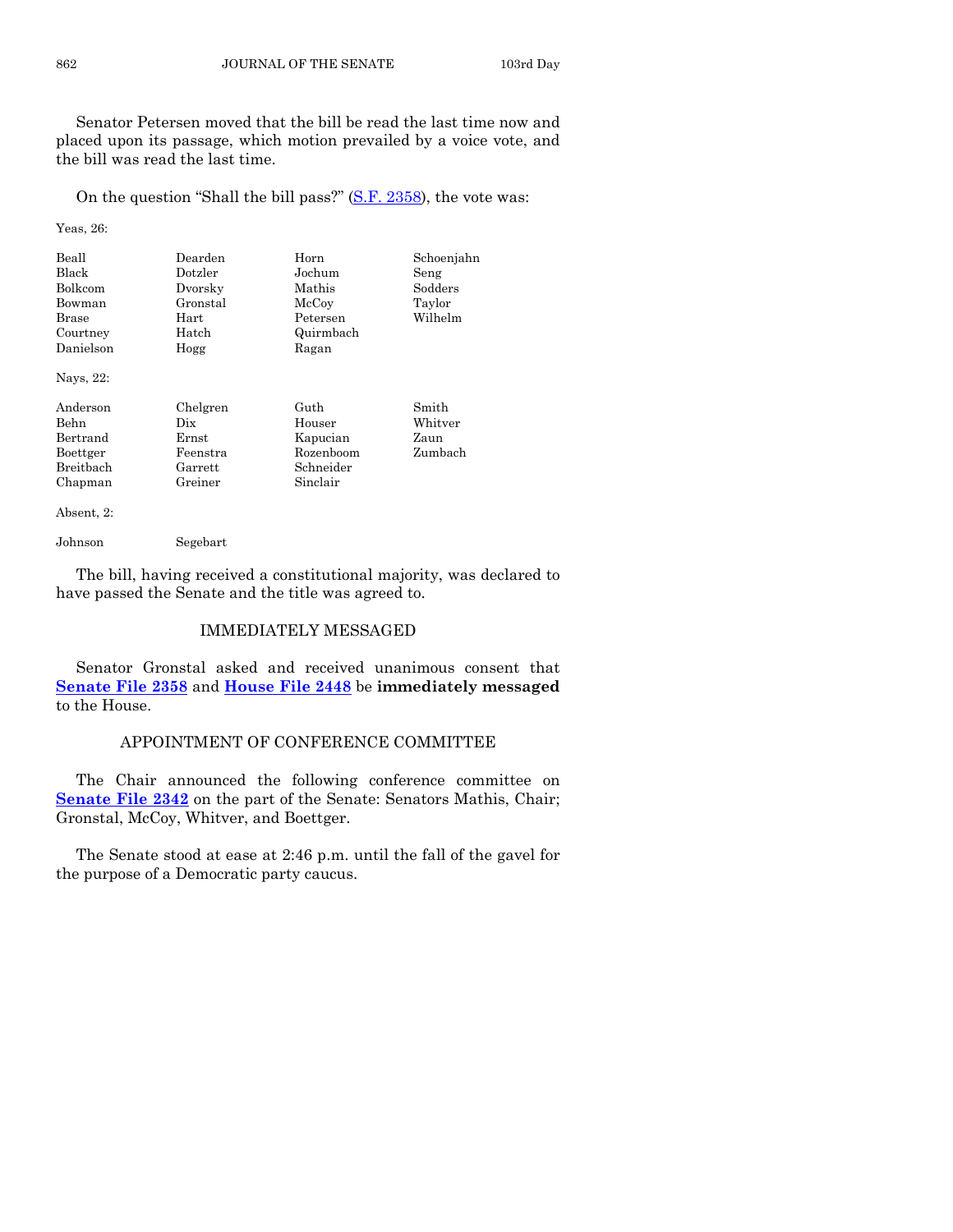Senator Petersen moved that the bill be read the last time now and placed upon its passage, which motion prevailed by a voice vote, and the bill was read the last time.

On the question "Shall the bill pass?" (S.F. 2358), the vote was:

Yeas, 26:

| | | | |
|---|---|---|---|
| Beall | Dearden | Horn | Schoenjahn |
| Black | Dotzler | Jochum | Seng |
| Bolkcom | Dvorsky | Mathis | Sodders |
| Bowman | Gronstal | McCoy | Taylor |
| Brase | Hart | Petersen | Wilhelm |
| Courtney | Hatch | Quirmbach | |
| Danielson | Hogg | Ragan | |

Nays, 22:

| | | | |
|---|---|---|---|
| Anderson | Chelgren | Guth | Smith |
| Behn | Dix | Houser | Whitver |
| Bertrand | Ernst | Kapucian | Zaun |
| Boettger | Feenstra | Rozenboom | Zumbach |
| Breitbach | Garrett | Schneider | |
| Chapman | Greiner | Sinclair | |

Absent, 2:

| | |
|---|---|
| Johnson | Segebart |

The bill, having received a constitutional majority, was declared to have passed the Senate and the title was agreed to.

## IMMEDIATELY MESSAGED

Senator Gronstal asked and received unanimous consent that **Senate File 2358** and **House File 2448** be **immediately messaged** to the House.

## APPOINTMENT OF CONFERENCE COMMITTEE

The Chair announced the following conference committee on **Senate File 2342** on the part of the Senate: Senators Mathis, Chair; Gronstal, McCoy, Whitver, and Boettger.

The Senate stood at ease at 2:46 p.m. until the fall of the gavel for the purpose of a Democratic party caucus.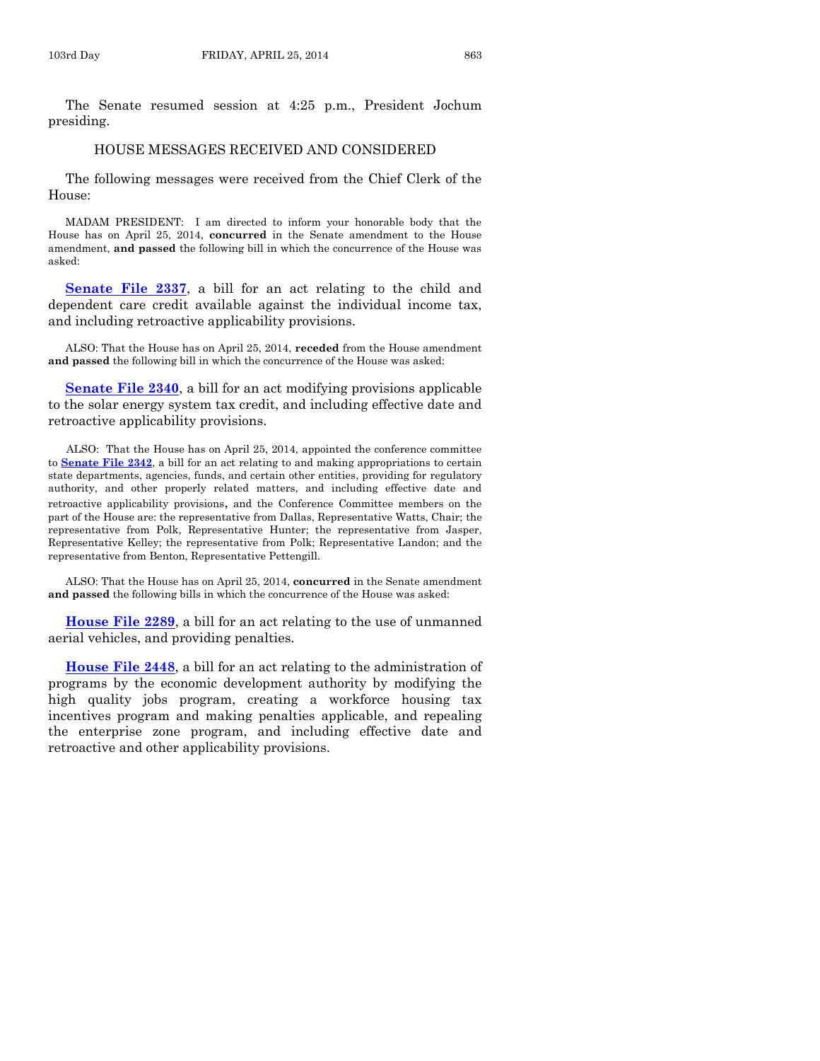The Senate resumed session at 4:25 p.m., President Jochum presiding.

## HOUSE MESSAGES RECEIVED AND CONSIDERED

The following messages were received from the Chief Clerk of the House:

MADAM PRESIDENT: I am directed to inform your honorable body that the House has on April 25, 2014, **concurred** in the Senate amendment to the House amendment, **and passed** the following bill in which the concurrence of the House was asked:

**Senate File 2337**, a bill for an act relating to the child and dependent care credit available against the individual income tax, and including retroactive applicability provisions.

ALSO: That the House has on April 25, 2014, **receded** from the House amendment **and passed** the following bill in which the concurrence of the House was asked:

**Senate File 2340**, a bill for an act modifying provisions applicable to the solar energy system tax credit, and including effective date and retroactive applicability provisions.

ALSO: That the House has on April 25, 2014, appointed the conference committee to **Senate File 2342**, a bill for an act relating to and making appropriations to certain state departments, agencies, funds, and certain other entities, providing for regulatory authority, and other properly related matters, and including effective date and retroactive applicability provisions, and the Conference Committee members on the part of the House are: the representative from Dallas, Representative Watts, Chair; the representative from Polk, Representative Hunter; the representative from Jasper, Representative Kelley; the representative from Polk; Representative Landon; and the representative from Benton, Representative Pettengill.

ALSO: That the House has on April 25, 2014, **concurred** in the Senate amendment **and passed** the following bills in which the concurrence of the House was asked:

**House File 2289**, a bill for an act relating to the use of unmanned aerial vehicles, and providing penalties.

**House File 2448**, a bill for an act relating to the administration of programs by the economic development authority by modifying the high quality jobs program, creating a workforce housing tax incentives program and making penalties applicable, and repealing the enterprise zone program, and including effective date and retroactive and other applicability provisions.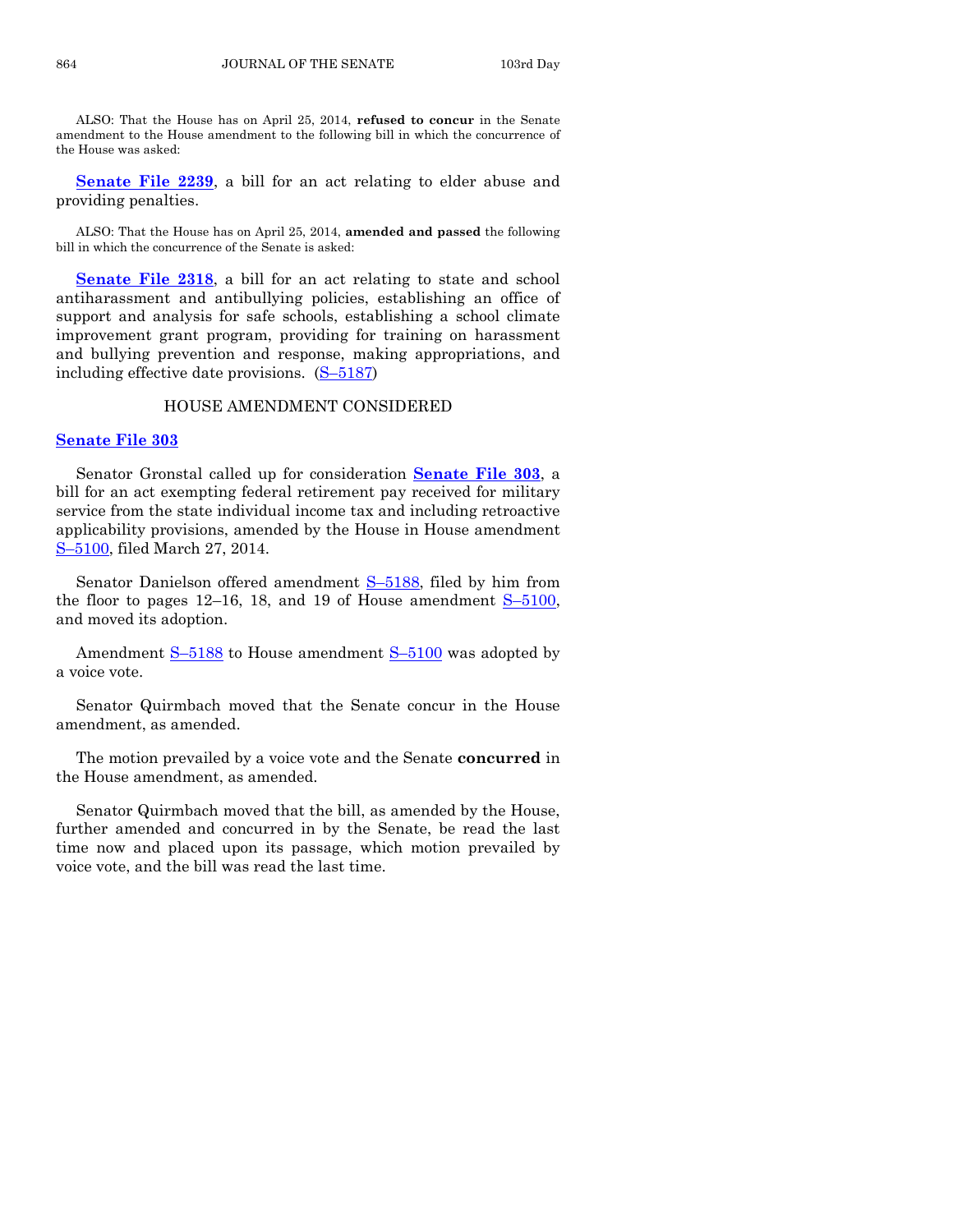ALSO: That the House has on April 25, 2014, **refused to concur** in the Senate amendment to the House amendment to the following bill in which the concurrence of the House was asked:

**Senate File 2239**, a bill for an act relating to elder abuse and providing penalties.

ALSO: That the House has on April 25, 2014, **amended and passed** the following bill in which the concurrence of the Senate is asked:

**Senate File 2318**, a bill for an act relating to state and school antiharassment and antibullying policies, establishing an office of support and analysis for safe schools, establishing a school climate improvement grant program, providing for training on harassment and bullying prevention and response, making appropriations, and including effective date provisions. (S–5187)

## HOUSE AMENDMENT CONSIDERED

**Senate File 303**

Senator Gronstal called up for consideration **Senate File 303**, a bill for an act exempting federal retirement pay received for military service from the state individual income tax and including retroactive applicability provisions, amended by the House in House amendment S–5100, filed March 27, 2014.

Senator Danielson offered amendment S–5188, filed by him from the floor to pages 12–16, 18, and 19 of House amendment S–5100, and moved its adoption.

Amendment S–5188 to House amendment S–5100 was adopted by a voice vote.

Senator Quirmbach moved that the Senate concur in the House amendment, as amended.

The motion prevailed by a voice vote and the Senate **concurred** in the House amendment, as amended.

Senator Quirmbach moved that the bill, as amended by the House, further amended and concurred in by the Senate, be read the last time now and placed upon its passage, which motion prevailed by voice vote, and the bill was read the last time.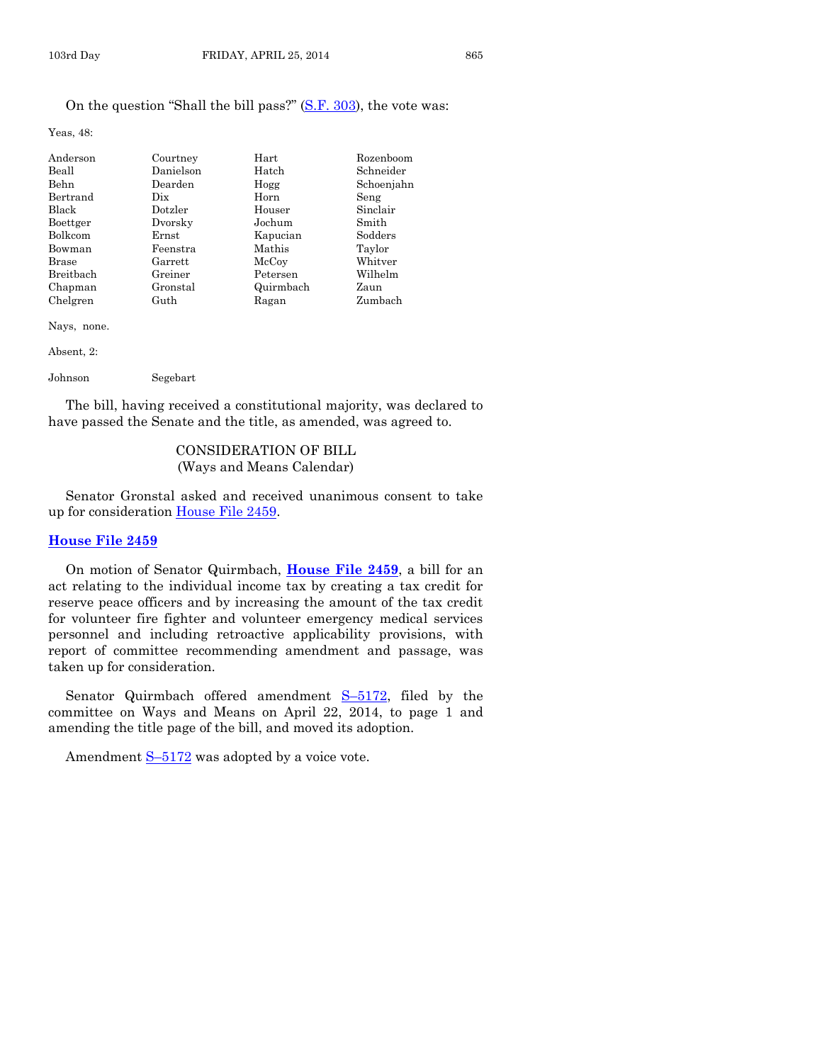On the question "Shall the bill pass?" (S.F. 303), the vote was:

Yeas, 48:

| | | | |
|---|---|---|---|
| Anderson | Courtney | Hart | Rozenboom |
| Beall | Danielson | Hatch | Schneider |
| Behn | Dearden | Hogg | Schoenjahn |
| Bertrand | Dix | Horn | Seng |
| Black | Dotzler | Houser | Sinclair |
| Boettger | Dvorsky | Jochum | Smith |
| Bolkcom | Ernst | Kapucian | Sodders |
| Bowman | Feenstra | Mathis | Taylor |
| Brase | Garrett | McCoy | Whitver |
| Breitbach | Greiner | Petersen | Wilhelm |
| Chapman | Gronstal | Quirmbach | Zaun |
| Chelgren | Guth | Ragan | Zumbach |

Nays, none.

Absent, 2:

| | |
|---|---|
| Johnson | Segebart |

The bill, having received a constitutional majority, was declared to have passed the Senate and the title, as amended, was agreed to.

CONSIDERATION OF BILL
(Ways and Means Calendar)

Senator Gronstal asked and received unanimous consent to take up for consideration House File 2459.

## House File 2459

On motion of Senator Quirmbach, **House File 2459**, a bill for an act relating to the individual income tax by creating a tax credit for reserve peace officers and by increasing the amount of the tax credit for volunteer fire fighter and volunteer emergency medical services personnel and including retroactive applicability provisions, with report of committee recommending amendment and passage, was taken up for consideration.

Senator Quirmbach offered amendment S–5172, filed by the committee on Ways and Means on April 22, 2014, to page 1 and amending the title page of the bill, and moved its adoption.

Amendment S–5172 was adopted by a voice vote.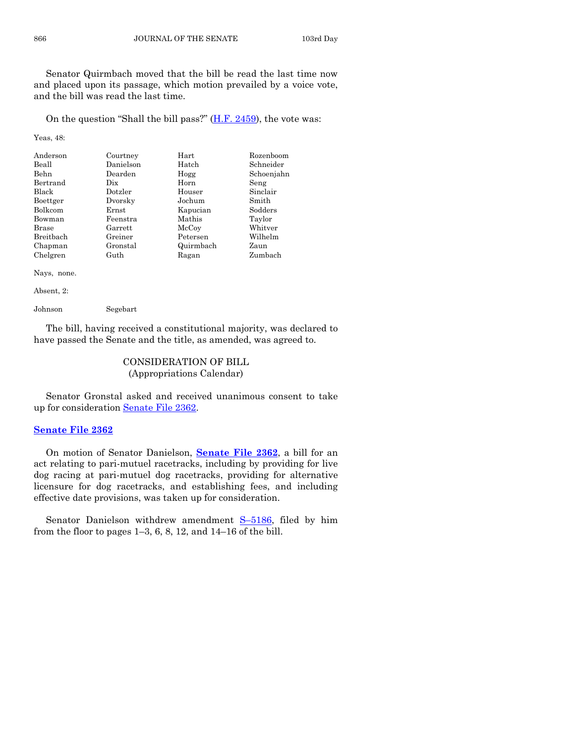Senator Quirmbach moved that the bill be read the last time now and placed upon its passage, which motion prevailed by a voice vote, and the bill was read the last time.

On the question "Shall the bill pass?" (H.F. 2459), the vote was:

Yeas, 48:

| | | | |
|---|---|---|---|
| Anderson | Courtney | Hart | Rozenboom |
| Beall | Danielson | Hatch | Schneider |
| Behn | Dearden | Hogg | Schoenjahn |
| Bertrand | Dix | Horn | Seng |
| Black | Dotzler | Houser | Sinclair |
| Boettger | Dvorsky | Jochum | Smith |
| Bolkcom | Ernst | Kapucian | Sodders |
| Bowman | Feenstra | Mathis | Taylor |
| Brase | Garrett | McCoy | Whitver |
| Breitbach | Greiner | Petersen | Wilhelm |
| Chapman | Gronstal | Quirmbach | Zaun |
| Chelgren | Guth | Ragan | Zumbach |

Nays, none.

Absent, 2:

| | |
|---|---|
| Johnson | Segebart |

The bill, having received a constitutional majority, was declared to have passed the Senate and the title, as amended, was agreed to.

## CONSIDERATION OF BILL
(Appropriations Calendar)

Senator Gronstal asked and received unanimous consent to take up for consideration Senate File 2362.

**Senate File 2362**

On motion of Senator Danielson, **Senate File 2362**, a bill for an act relating to pari-mutuel racetracks, including by providing for live dog racing at pari-mutuel dog racetracks, providing for alternative licensure for dog racetracks, and establishing fees, and including effective date provisions, was taken up for consideration.

Senator Danielson withdrew amendment S–5186, filed by him from the floor to pages 1–3, 6, 8, 12, and 14–16 of the bill.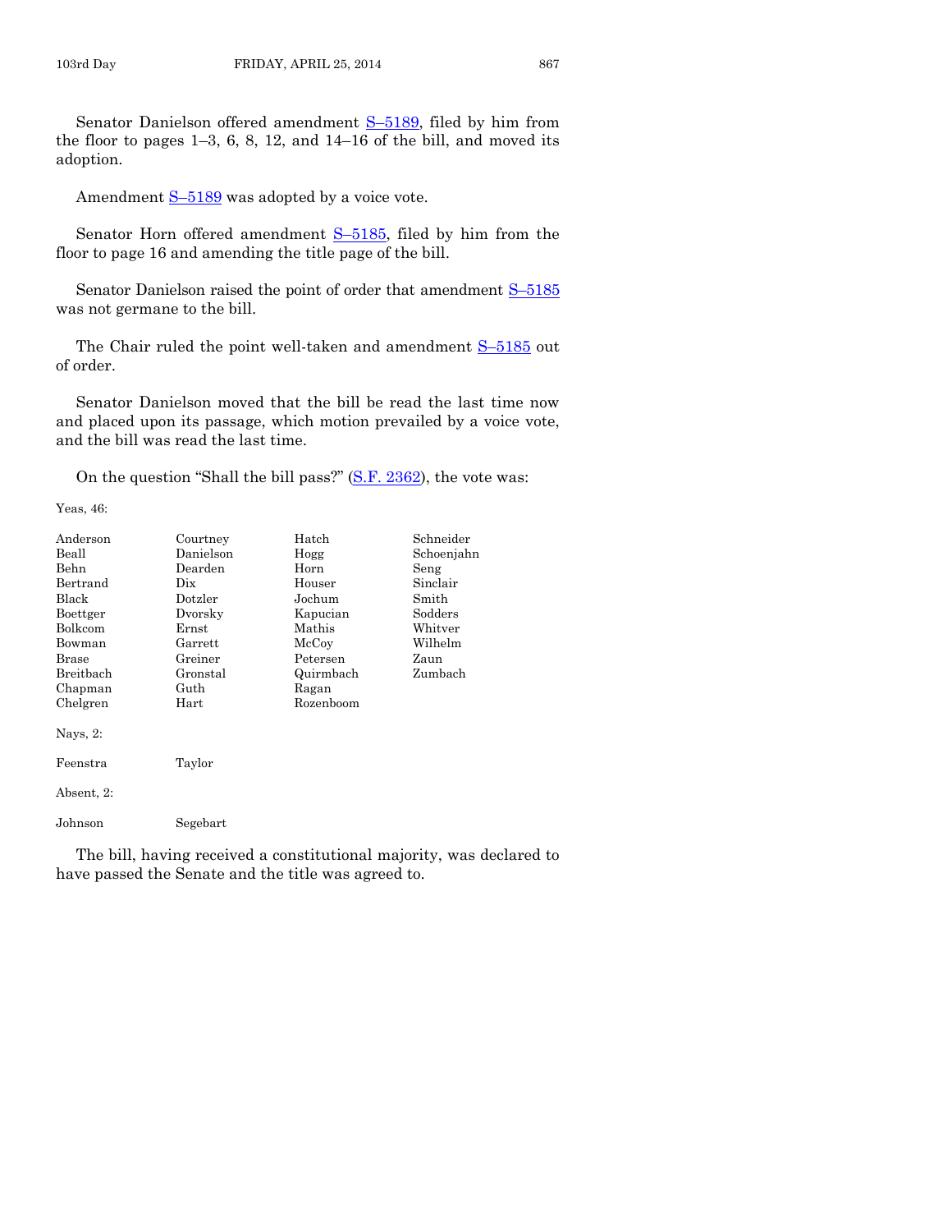Senator Danielson offered amendment S–5189, filed by him from the floor to pages 1–3, 6, 8, 12, and 14–16 of the bill, and moved its adoption.

Amendment S–5189 was adopted by a voice vote.

Senator Horn offered amendment S–5185, filed by him from the floor to page 16 and amending the title page of the bill.

Senator Danielson raised the point of order that amendment S–5185 was not germane to the bill.

The Chair ruled the point well-taken and amendment S–5185 out of order.

Senator Danielson moved that the bill be read the last time now and placed upon its passage, which motion prevailed by a voice vote, and the bill was read the last time.

On the question "Shall the bill pass?" (S.F. 2362), the vote was:

Yeas, 46:

| | | | |
|---|---|---|---|
| Anderson | Courtney | Hatch | Schneider |
| Beall | Danielson | Hogg | Schoenjahn |
| Behn | Dearden | Horn | Seng |
| Bertrand | Dix | Houser | Sinclair |
| Black | Dotzler | Jochum | Smith |
| Boettger | Dvorsky | Kapucian | Sodders |
| Bolkcom | Ernst | Mathis | Whitver |
| Bowman | Garrett | McCoy | Wilhelm |
| Brase | Greiner | Petersen | Zaun |
| Breitbach | Gronstal | Quirmbach | Zumbach |
| Chapman | Guth | Ragan | |
| Chelgren | Hart | Rozenboom | |

Nays, 2:

| | |
|---|---|
| Feenstra | Taylor |

Absent, 2:

| | |
|---|---|
| Johnson | Segebart |

The bill, having received a constitutional majority, was declared to have passed the Senate and the title was agreed to.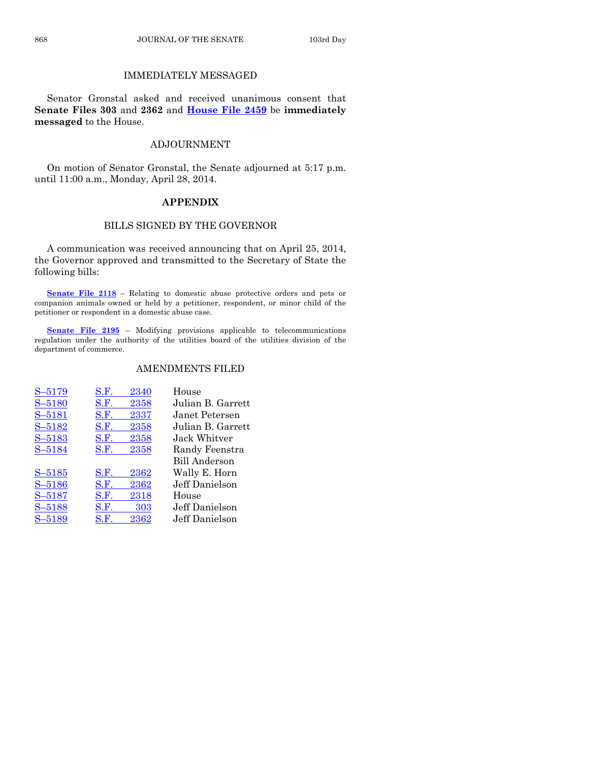## IMMEDIATELY MESSAGED

Senator Gronstal asked and received unanimous consent that **Senate Files 303** and **2362** and **House File 2459** be **immediately messaged** to the House.

## ADJOURNMENT

On motion of Senator Gronstal, the Senate adjourned at 5:17 p.m. until 11:00 a.m., Monday, April 28, 2014.

# APPENDIX

## BILLS SIGNED BY THE GOVERNOR

A communication was received announcing that on April 25, 2014, the Governor approved and transmitted to the Secretary of State the following bills:

**Senate File 2118** – Relating to domestic abuse protective orders and pets or companion animals owned or held by a petitioner, respondent, or minor child of the petitioner or respondent in a domestic abuse case.

**Senate File 2195** – Modifying provisions applicable to telecommunications regulation under the authority of the utilities board of the utilities division of the department of commerce.

## AMENDMENTS FILED

| | | |
|---|---|---|
| S–5179 | S.F. 2340 | House |
| S–5180 | S.F. 2358 | Julian B. Garrett |
| S–5181 | S.F. 2337 | Janet Petersen |
| S–5182 | S.F. 2358 | Julian B. Garrett |
| S–5183 | S.F. 2358 | Jack Whitver |
| S–5184 | S.F. 2358 | Randy Feenstra<br>Bill Anderson |
| S–5185 | S.F. 2362 | Wally E. Horn |
| S–5186 | S.F. 2362 | Jeff Danielson |
| S–5187 | S.F. 2318 | House |
| S–5188 | S.F. 303 | Jeff Danielson |
| S–5189 | S.F. 2362 | Jeff Danielson |